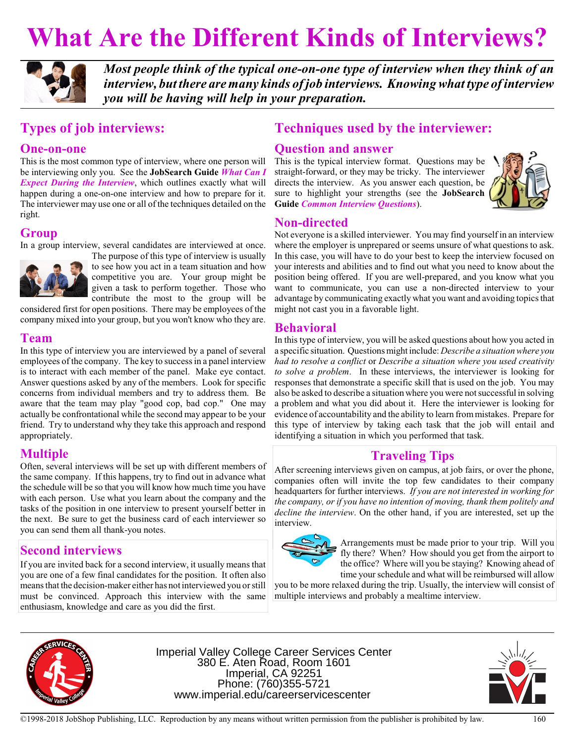# What Are the Different Kinds of Interviews?

***Most people think of the typical one-on-one type of interview when they think of an interview, but there are many kinds of job interviews. Knowing what type of interview you will be having will help in your preparation.***

## Types of job interviews:

### One-on-one

This is the most common type of interview, where one person will be interviewing only you. See the **JobSearch Guide** ***What Can I Expect During the Interview***, which outlines exactly what will happen during a one-on-one interview and how to prepare for it. The interviewer may use one or all of the techniques detailed on the right.

### Group

In a group interview, several candidates are interviewed at once. The purpose of this type of interview is usually to see how you act in a team situation and how competitive you are. Your group might be given a task to perform together. Those who contribute the most to the group will be considered first for open positions. There may be employees of the company mixed into your group, but you won't know who they are.

### Team

In this type of interview you are interviewed by a panel of several employees of the company. The key to success in a panel interview is to interact with each member of the panel. Make eye contact. Answer questions asked by any of the members. Look for specific concerns from individual members and try to address them. Be aware that the team may play "good cop, bad cop." One may actually be confrontational while the second may appear to be your friend. Try to understand why they take this approach and respond appropriately.

### Multiple

Often, several interviews will be set up with different members of the same company. If this happens, try to find out in advance what the schedule will be so that you will know how much time you have with each person. Use what you learn about the company and the tasks of the position in one interview to present yourself better in the next. Be sure to get the business card of each interviewer so you can send them all thank-you notes.

### Second interviews

If you are invited back for a second interview, it usually means that you are one of a few final candidates for the position. It often also means that the decision-maker either has not interviewed you or still must be convinced. Approach this interview with the same enthusiasm, knowledge and care as you did the first.

## Techniques used by the interviewer:

### Question and answer

This is the typical interview format. Questions may be straight-forward, or they may be tricky. The interviewer directs the interview. As you answer each question, be sure to highlight your strengths (see the **JobSearch Guide** ***Common Interview Questions***).

### Non-directed

Not everyone is a skilled interviewer. You may find yourself in an interview where the employer is unprepared or seems unsure of what questions to ask. In this case, you will have to do your best to keep the interview focused on your interests and abilities and to find out what you need to know about the position being offered. If you are well-prepared, and you know what you want to communicate, you can use a non-directed interview to your advantage by communicating exactly what you want and avoiding topics that might not cast you in a favorable light.

### Behavioral

In this type of interview, you will be asked questions about how you acted in a specific situation. Questions might include: *Describe a situation where you had to resolve a conflict* or *Describe a situation where you used creativity to solve a problem*. In these interviews, the interviewer is looking for responses that demonstrate a specific skill that is used on the job. You may also be asked to describe a situation where you were not successful in solving a problem and what you did about it. Here the interviewer is looking for evidence of accountability and the ability to learn from mistakes. Prepare for this type of interview by taking each task that the job will entail and identifying a situation in which you performed that task.

### Traveling Tips

After screening interviews given on campus, at job fairs, or over the phone, companies often will invite the top few candidates to their company headquarters for further interviews. *If you are not interested in working for the company, or if you have no intention of moving, thank them politely and decline the interview*. On the other hand, if you are interested, set up the interview.

Arrangements must be made prior to your trip. Will you fly there? When? How should you get from the airport to the office? Where will you be staying? Knowing ahead of time your schedule and what will be reimbursed will allow you to be more relaxed during the trip. Usually, the interview will consist of multiple interviews and probably a mealtime interview.

Imperial Valley College Career Services Center
380 E. Aten Road, Room 1601
Imperial, CA 92251
Phone: (760)355-5721
www.imperial.edu/careerservicescenter

©1998-2018 JobShop Publishing, LLC. Reproduction by any means without written permission from the publisher is prohibited by law.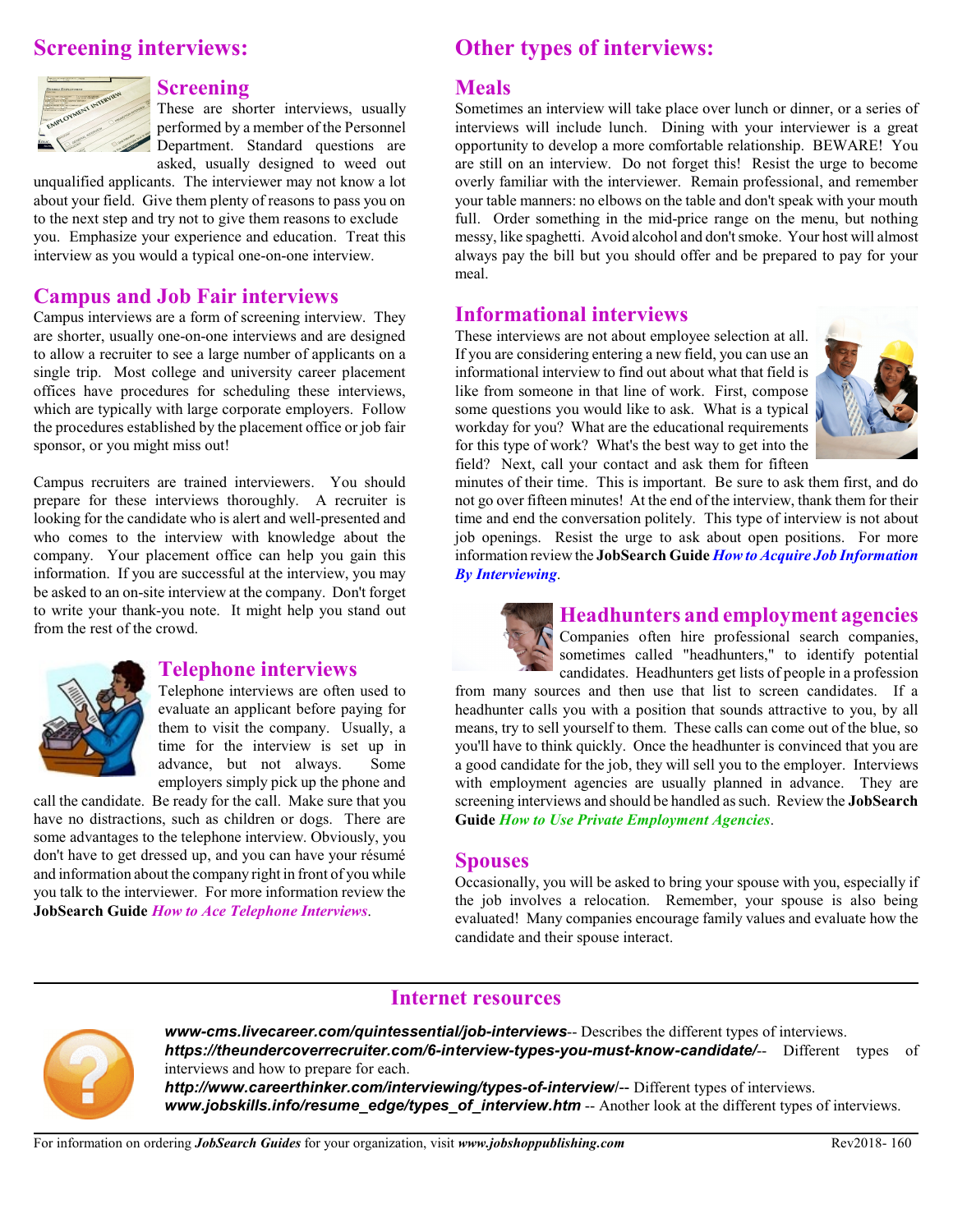## Screening interviews:

### Screening

These are shorter interviews, usually performed by a member of the Personnel Department. Standard questions are asked, usually designed to weed out unqualified applicants. The interviewer may not know a lot about your field. Give them plenty of reasons to pass you on to the next step and try not to give them reasons to exclude you. Emphasize your experience and education. Treat this interview as you would a typical one-on-one interview.

### Campus and Job Fair interviews

Campus interviews are a form of screening interview. They are shorter, usually one-on-one interviews and are designed to allow a recruiter to see a large number of applicants on a single trip. Most college and university career placement offices have procedures for scheduling these interviews, which are typically with large corporate employers. Follow the procedures established by the placement office or job fair sponsor, or you might miss out!

Campus recruiters are trained interviewers. You should prepare for these interviews thoroughly. A recruiter is looking for the candidate who is alert and well-presented and who comes to the interview with knowledge about the company. Your placement office can help you gain this information. If you are successful at the interview, you may be asked to an on-site interview at the company. Don't forget to write your thank-you note. It might help you stand out from the rest of the crowd.

### Telephone interviews

Telephone interviews are often used to evaluate an applicant before paying for them to visit the company. Usually, a time for the interview is set up in advance, but not always. Some employers simply pick up the phone and call the candidate. Be ready for the call. Make sure that you have no distractions, such as children or dogs. There are some advantages to the telephone interview. Obviously, you don't have to get dressed up, and you can have your résumé and information about the company right in front of you while you talk to the interviewer. For more information review the **JobSearch Guide** *How to Ace Telephone Interviews*.

## Other types of interviews:

### Meals

Sometimes an interview will take place over lunch or dinner, or a series of interviews will include lunch. Dining with your interviewer is a great opportunity to develop a more comfortable relationship. BEWARE! You are still on an interview. Do not forget this! Resist the urge to become overly familiar with the interviewer. Remain professional, and remember your table manners: no elbows on the table and don't speak with your mouth full. Order something in the mid-price range on the menu, but nothing messy, like spaghetti. Avoid alcohol and don't smoke. Your host will almost always pay the bill but you should offer and be prepared to pay for your meal.

### Informational interviews

These interviews are not about employee selection at all. If you are considering entering a new field, you can use an informational interview to find out about what that field is like from someone in that line of work. First, compose some questions you would like to ask. What is a typical workday for you? What are the educational requirements for this type of work? What's the best way to get into the field? Next, call your contact and ask them for fifteen minutes of their time. This is important. Be sure to ask them first, and do not go over fifteen minutes! At the end of the interview, thank them for their time and end the conversation politely. This type of interview is not about job openings. Resist the urge to ask about open positions. For more information review the **JobSearch Guide** *How to Acquire Job Information By Interviewing*.

### Headhunters and employment agencies

Companies often hire professional search companies, sometimes called "headhunters," to identify potential candidates. Headhunters get lists of people in a profession from many sources and then use that list to screen candidates. If a headhunter calls you with a position that sounds attractive to you, by all means, try to sell yourself to them. These calls can come out of the blue, so you'll have to think quickly. Once the headhunter is convinced that you are a good candidate for the job, they will sell you to the employer. Interviews with employment agencies are usually planned in advance. They are screening interviews and should be handled as such. Review the **JobSearch Guide** *How to Use Private Employment Agencies*.

### Spouses

Occasionally, you will be asked to bring your spouse with you, especially if the job involves a relocation. Remember, your spouse is also being evaluated! Many companies encourage family values and evaluate how the candidate and their spouse interact.

## Internet resources

***www-cms.livecareer.com/quintessential/job-interviews***-- Describes the different types of interviews.
***https://theundercoverrecruiter.com/6-interview-types-you-must-know-candidate/***-- Different types of interviews and how to prepare for each.
***http://www.careerthinker.com/interviewing/types-of-interview/***-- Different types of interviews.
***www.jobskills.info/resume_edge/types_of_interview.htm*** -- Another look at the different types of interviews.

For information on ordering ***JobSearch Guides*** for your organization, visit ***www.jobshoppublishing.com***